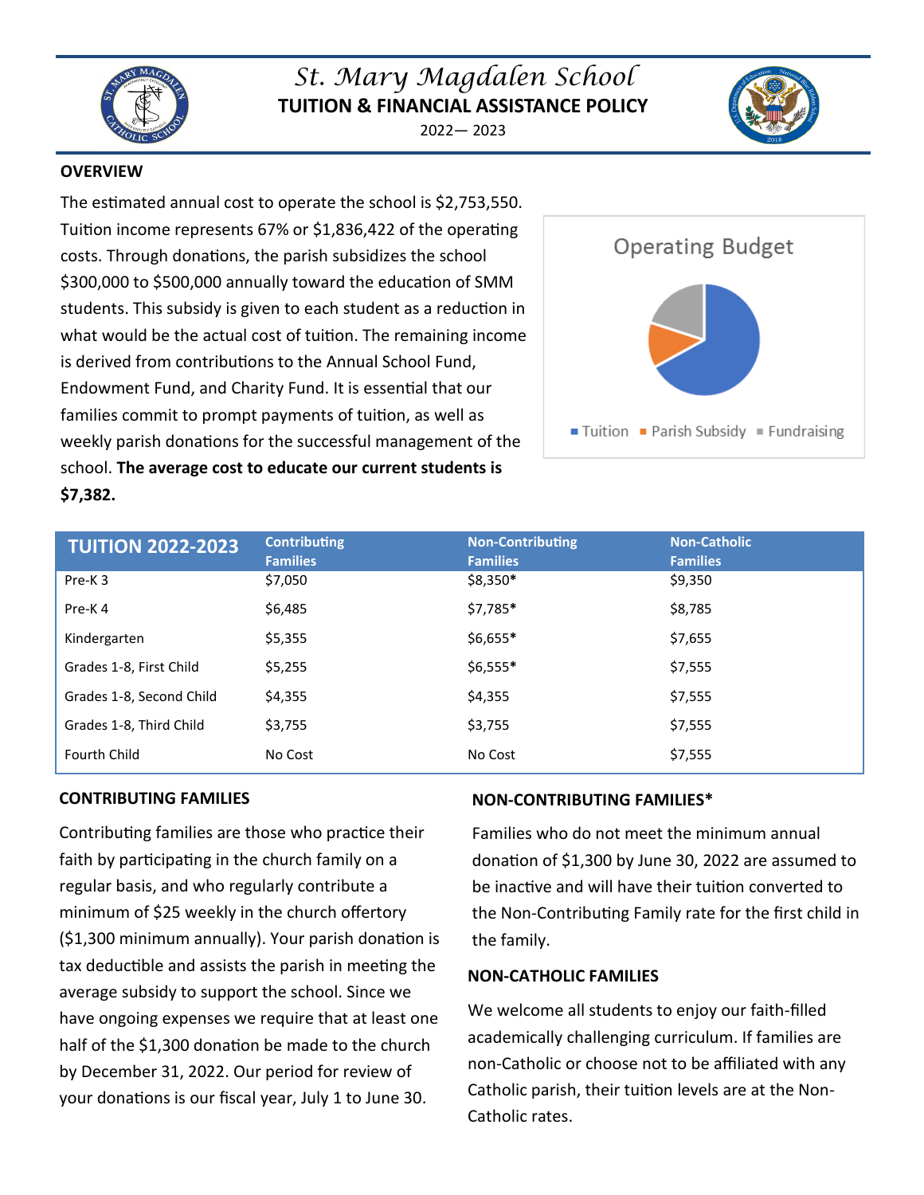# St. Mary Magdalen School

## TUITION & FINANCIAL ASSISTANCE POLICY

2022— 2023

### OVERVIEW

The estimated annual cost to operate the school is $2,753,550. Tuition income represents 67% or $1,836,422 of the operating costs. Through donations, the parish subsidizes the school $300,000 to $500,000 annually toward the education of SMM students. This subsidy is given to each student as a reduction in what would be the actual cost of tuition. The remaining income is derived from contributions to the Annual School Fund, Endowment Fund, and Charity Fund. It is essential that our families commit to prompt payments of tuition, as well as weekly parish donations for the successful management of the school. **The average cost to educate our current students is $7,382.**

Operating Budget

- Tuition
- Parish Subsidy
- Fundraising

| TUITION 2022-2023 | Contributing Families | Non-Contributing Families | Non-Catholic Families |
|---|---|---|---|
| Pre-K 3 | $7,050 | $8,350* | $9,350 |
| Pre-K 4 | $6,485 | $7,785* | $8,785 |
| Kindergarten | $5,355 | $6,655* | $7,655 |
| Grades 1-8, First Child | $5,255 | $6,555* | $7,555 |
| Grades 1-8, Second Child | $4,355 | $4,355 | $7,555 |
| Grades 1-8, Third Child | $3,755 | $3,755 | $7,555 |
| Fourth Child | No Cost | No Cost | $7,555 |

### CONTRIBUTING FAMILIES

Contributing families are those who practice their faith by participating in the church family on a regular basis, and who regularly contribute a minimum of $25 weekly in the church offertory ($1,300 minimum annually). Your parish donation is tax deductible and assists the parish in meeting the average subsidy to support the school. Since we have ongoing expenses we require that at least one half of the $1,300 donation be made to the church by December 31, 2022. Our period for review of your donations is our fiscal year, July 1 to June 30.

### NON-CONTRIBUTING FAMILIES*

Families who do not meet the minimum annual donation of $1,300 by June 30, 2022 are assumed to be inactive and will have their tuition converted to the Non-Contributing Family rate for the first child in the family.

### NON-CATHOLIC FAMILIES

We welcome all students to enjoy our faith-filled academically challenging curriculum. If families are non-Catholic or choose not to be affiliated with any Catholic parish, their tuition levels are at the Non-Catholic rates.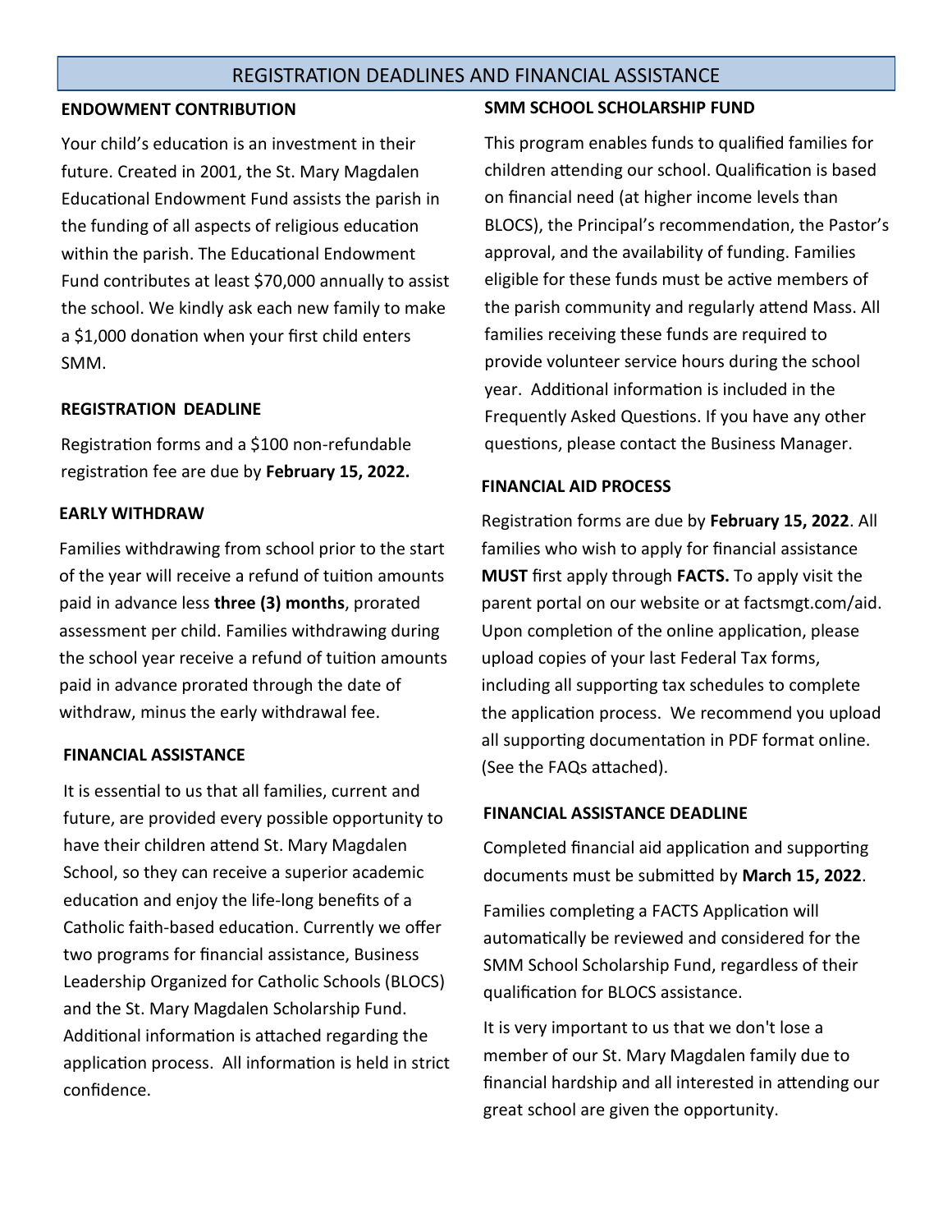## REGISTRATION DEADLINES AND FINANCIAL ASSISTANCE

### ENDOWMENT CONTRIBUTION

Your child's education is an investment in their future. Created in 2001, the St. Mary Magdalen Educational Endowment Fund assists the parish in the funding of all aspects of religious education within the parish. The Educational Endowment Fund contributes at least $70,000 annually to assist the school. We kindly ask each new family to make a $1,000 donation when your first child enters SMM.

### REGISTRATION DEADLINE

Registration forms and a $100 non-refundable registration fee are due by **February 15, 2022.**

### EARLY WITHDRAW

Families withdrawing from school prior to the start of the year will receive a refund of tuition amounts paid in advance less **three (3) months**, prorated assessment per child. Families withdrawing during the school year receive a refund of tuition amounts paid in advance prorated through the date of withdraw, minus the early withdrawal fee.

### FINANCIAL ASSISTANCE

It is essential to us that all families, current and future, are provided every possible opportunity to have their children attend St. Mary Magdalen School, so they can receive a superior academic education and enjoy the life-long benefits of a Catholic faith-based education. Currently we offer two programs for financial assistance, Business Leadership Organized for Catholic Schools (BLOCS) and the St. Mary Magdalen Scholarship Fund. Additional information is attached regarding the application process. All information is held in strict confidence.

### SMM SCHOOL SCHOLARSHIP FUND

This program enables funds to qualified families for children attending our school. Qualification is based on financial need (at higher income levels than BLOCS), the Principal's recommendation, the Pastor's approval, and the availability of funding. Families eligible for these funds must be active members of the parish community and regularly attend Mass. All families receiving these funds are required to provide volunteer service hours during the school year. Additional information is included in the Frequently Asked Questions. If you have any other questions, please contact the Business Manager.

### FINANCIAL AID PROCESS

Registration forms are due by **February 15, 2022**. All families who wish to apply for financial assistance **MUST** first apply through **FACTS.** To apply visit the parent portal on our website or at factsmgt.com/aid. Upon completion of the online application, please upload copies of your last Federal Tax forms, including all supporting tax schedules to complete the application process. We recommend you upload all supporting documentation in PDF format online. (See the FAQs attached).

### FINANCIAL ASSISTANCE DEADLINE

Completed financial aid application and supporting documents must be submitted by **March 15, 2022**.

Families completing a FACTS Application will automatically be reviewed and considered for the SMM School Scholarship Fund, regardless of their qualification for BLOCS assistance.

It is very important to us that we don't lose a member of our St. Mary Magdalen family due to financial hardship and all interested in attending our great school are given the opportunity.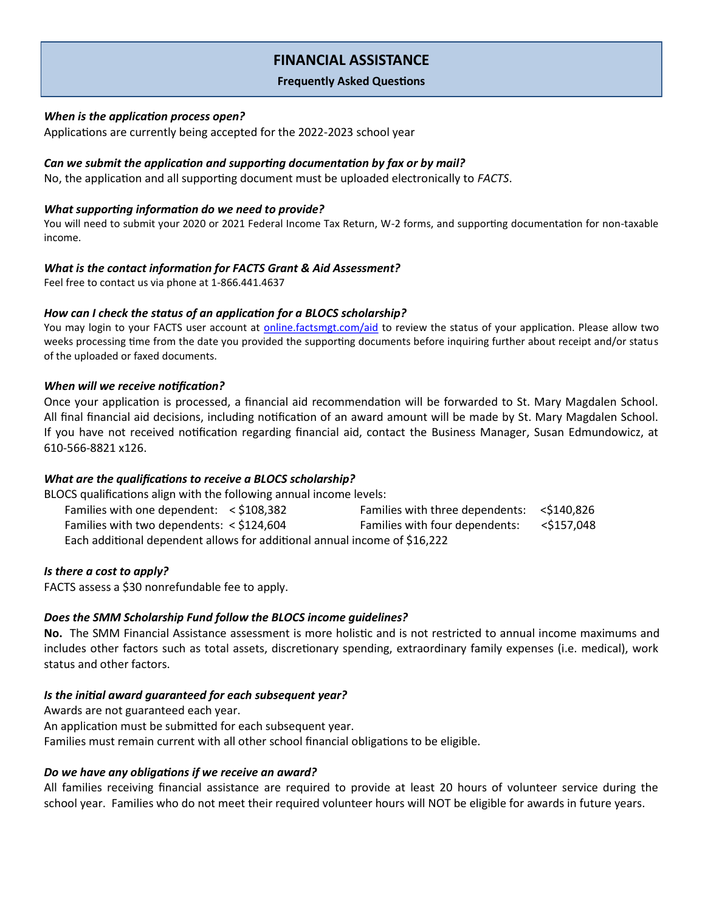# FINANCIAL ASSISTANCE

## Frequently Asked Questions

***When is the application process open?***

Applications are currently being accepted for the 2022-2023 school year

***Can we submit the application and supporting documentation by fax or by mail?***

No, the application and all supporting document must be uploaded electronically to *FACTS*.

***What supporting information do we need to provide?***

You will need to submit your 2020 or 2021 Federal Income Tax Return, W-2 forms, and supporting documentation for non-taxable income.

***What is the contact information for FACTS Grant & Aid Assessment?***

Feel free to contact us via phone at 1-866.441.4637

***How can I check the status of an application for a BLOCS scholarship?***

You may login to your FACTS user account at online.factsmgt.com/aid to review the status of your application. Please allow two weeks processing time from the date you provided the supporting documents before inquiring further about receipt and/or status of the uploaded or faxed documents.

***When will we receive notification?***

Once your application is processed, a financial aid recommendation will be forwarded to St. Mary Magdalen School. All final financial aid decisions, including notification of an award amount will be made by St. Mary Magdalen School. If you have not received notification regarding financial aid, contact the Business Manager, Susan Edmundowicz, at 610-566-8821 x126.

***What are the qualifications to receive a BLOCS scholarship?***

BLOCS qualifications align with the following annual income levels:

| | | | |
|---|---|---|---|
| Families with one dependent: | < $108,382 | Families with three dependents: | <$140,826 |
| Families with two dependents: | < $124,604 | Families with four dependents: | <$157,048 |

Each additional dependent allows for additional annual income of $16,222

***Is there a cost to apply?***

FACTS assess a $30 nonrefundable fee to apply.

***Does the SMM Scholarship Fund follow the BLOCS income guidelines?***

**No.** The SMM Financial Assistance assessment is more holistic and is not restricted to annual income maximums and includes other factors such as total assets, discretionary spending, extraordinary family expenses (i.e. medical), work status and other factors.

***Is the initial award guaranteed for each subsequent year?***

Awards are not guaranteed each year.

An application must be submitted for each subsequent year.

Families must remain current with all other school financial obligations to be eligible.

***Do we have any obligations if we receive an award?***

All families receiving financial assistance are required to provide at least 20 hours of volunteer service during the school year. Families who do not meet their required volunteer hours will NOT be eligible for awards in future years.